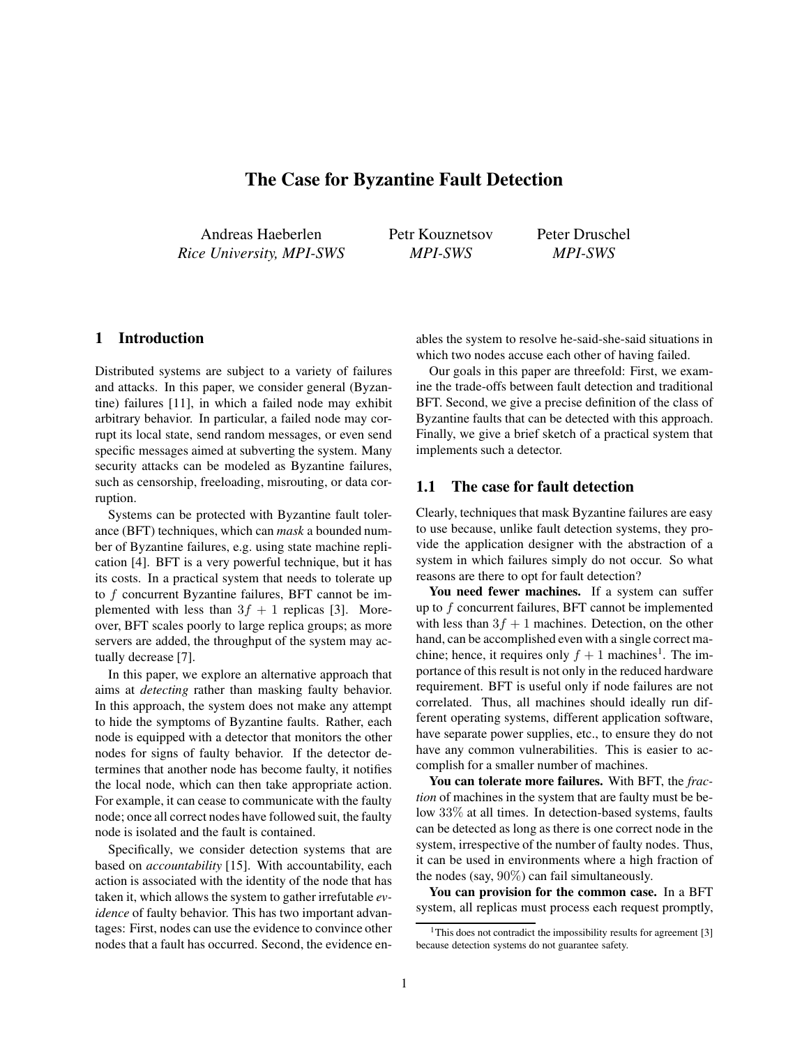# The Case for Byzantine Fault Detection

Andreas Haeberlen
*Rice University, MPI-SWS*

Petr Kouznetsov
*MPI-SWS*

Peter Druschel
*MPI-SWS*

## 1 Introduction

Distributed systems are subject to a variety of failures and attacks. In this paper, we consider general (Byzantine) failures [11], in which a failed node may exhibit arbitrary behavior. In particular, a failed node may corrupt its local state, send random messages, or even send specific messages aimed at subverting the system. Many security attacks can be modeled as Byzantine failures, such as censorship, freeloading, misrouting, or data corruption.

Systems can be protected with Byzantine fault tolerance (BFT) techniques, which can *mask* a bounded number of Byzantine failures, e.g. using state machine replication [4]. BFT is a very powerful technique, but it has its costs. In a practical system that needs to tolerate up to $f$ concurrent Byzantine failures, BFT cannot be implemented with less than $3f + 1$ replicas [3]. Moreover, BFT scales poorly to large replica groups; as more servers are added, the throughput of the system may actually decrease [7].

In this paper, we explore an alternative approach that aims at *detecting* rather than masking faulty behavior. In this approach, the system does not make any attempt to hide the symptoms of Byzantine faults. Rather, each node is equipped with a detector that monitors the other nodes for signs of faulty behavior. If the detector determines that another node has become faulty, it notifies the local node, which can then take appropriate action. For example, it can cease to communicate with the faulty node; once all correct nodes have followed suit, the faulty node is isolated and the fault is contained.

Specifically, we consider detection systems that are based on *accountability* [15]. With accountability, each action is associated with the identity of the node that has taken it, which allows the system to gather irrefutable *evidence* of faulty behavior. This has two important advantages: First, nodes can use the evidence to convince other nodes that a fault has occurred. Second, the evidence enables the system to resolve he-said-she-said situations in which two nodes accuse each other of having failed.

Our goals in this paper are threefold: First, we examine the trade-offs between fault detection and traditional BFT. Second, we give a precise definition of the class of Byzantine faults that can be detected with this approach. Finally, we give a brief sketch of a practical system that implements such a detector.

### 1.1 The case for fault detection

Clearly, techniques that mask Byzantine failures are easy to use because, unlike fault detection systems, they provide the application designer with the abstraction of a system in which failures simply do not occur. So what reasons are there to opt for fault detection?

**You need fewer machines.** If a system can suffer up to $f$ concurrent failures, BFT cannot be implemented with less than $3f+1$ machines. Detection, on the other hand, can be accomplished even with a single correct machine; hence, it requires only $f + 1$ machines[1]. The importance of this result is not only in the reduced hardware requirement. BFT is useful only if node failures are not correlated. Thus, all machines should ideally run different operating systems, different application software, have separate power supplies, etc., to ensure they do not have any common vulnerabilities. This is easier to accomplish for a smaller number of machines.

**You can tolerate more failures.** With BFT, the *fraction* of machines in the system that are faulty must be below $33\%$ at all times. In detection-based systems, faults can be detected as long as there is one correct node in the system, irrespective of the number of faulty nodes. Thus, it can be used in environments where a high fraction of the nodes (say, $90\%$) can fail simultaneously.

**You can provision for the common case.** In a BFT system, all replicas must process each request promptly,

[1] This does not contradict the impossibility results for agreement [3] because detection systems do not guarantee safety.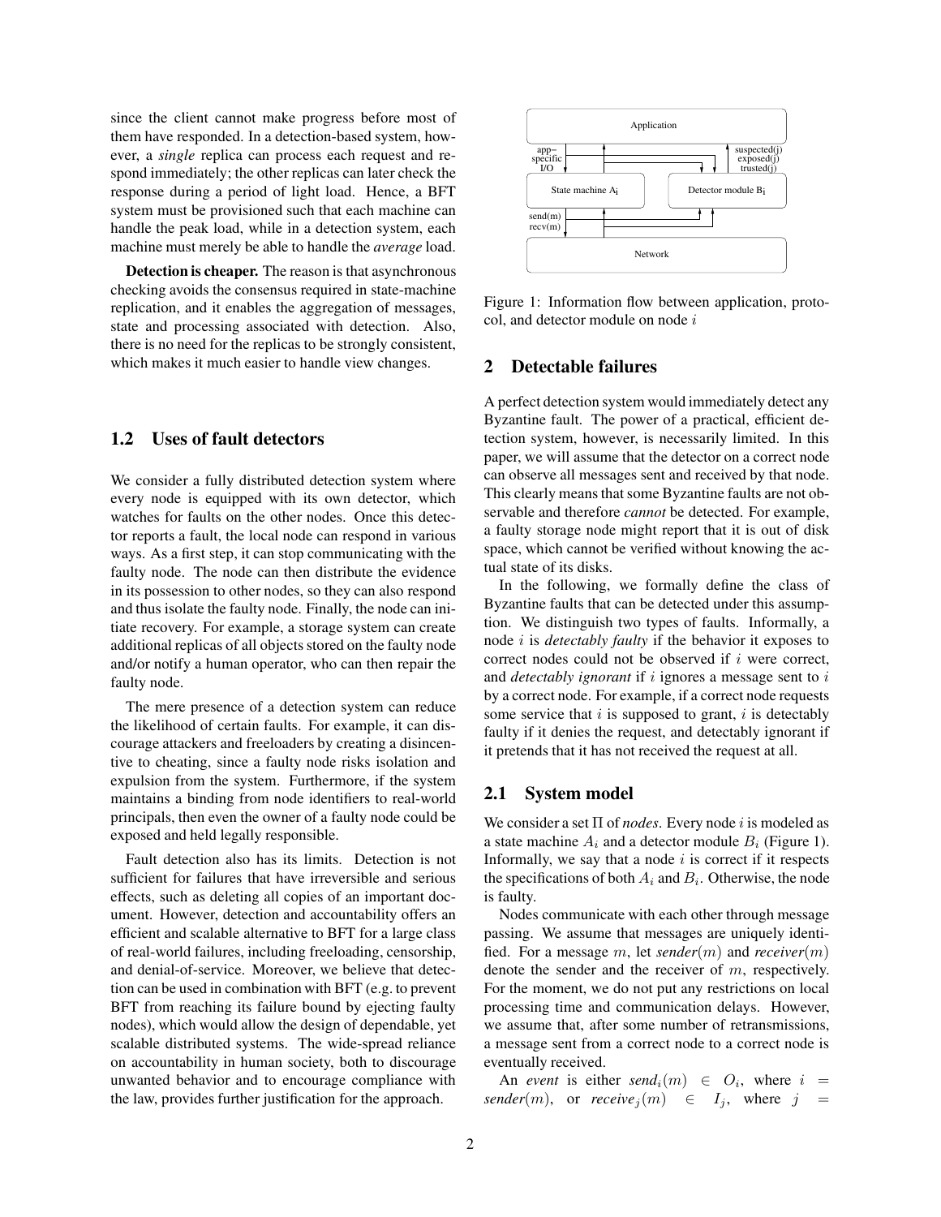since the client cannot make progress before most of them have responded. In a detection-based system, however, a *single* replica can process each request and respond immediately; the other replicas can later check the response during a period of light load. Hence, a BFT system must be provisioned such that each machine can handle the peak load, while in a detection system, each machine must merely be able to handle the *average* load.

**Detection is cheaper.** The reason is that asynchronous checking avoids the consensus required in state-machine replication, and it enables the aggregation of messages, state and processing associated with detection. Also, there is no need for the replicas to be strongly consistent, which makes it much easier to handle view changes.

### 1.2 Uses of fault detectors

We consider a fully distributed detection system where every node is equipped with its own detector, which watches for faults on the other nodes. Once this detector reports a fault, the local node can respond in various ways. As a first step, it can stop communicating with the faulty node. The node can then distribute the evidence in its possession to other nodes, so they can also respond and thus isolate the faulty node. Finally, the node can initiate recovery. For example, a storage system can create additional replicas of all objects stored on the faulty node and/or notify a human operator, who can then repair the faulty node.

The mere presence of a detection system can reduce the likelihood of certain faults. For example, it can discourage attackers and freeloaders by creating a disincentive to cheating, since a faulty node risks isolation and expulsion from the system. Furthermore, if the system maintains a binding from node identifiers to real-world principals, then even the owner of a faulty node could be exposed and held legally responsible.

Fault detection also has its limits. Detection is not sufficient for failures that have irreversible and serious effects, such as deleting all copies of an important document. However, detection and accountability offers an efficient and scalable alternative to BFT for a large class of real-world failures, including freeloading, censorship, and denial-of-service. Moreover, we believe that detection can be used in combination with BFT (e.g. to prevent BFT from reaching its failure bound by ejecting faulty nodes), which would allow the design of dependable, yet scalable distributed systems. The wide-spread reliance on accountability in human society, both to discourage unwanted behavior and to encourage compliance with the law, provides further justification for the approach.

Application | app-specific I/O | suspected(j) exposed(j) trusted(j) | State machine $A_i$ | Detector module $B_i$ | send(m) recv(m) | Network

Figure 1: Information flow between application, protocol, and detector module on node $i$

## 2 Detectable failures

A perfect detection system would immediately detect any Byzantine fault. The power of a practical, efficient detection system, however, is necessarily limited. In this paper, we will assume that the detector on a correct node can observe all messages sent and received by that node. This clearly means that some Byzantine faults are not observable and therefore *cannot* be detected. For example, a faulty storage node might report that it is out of disk space, which cannot be verified without knowing the actual state of its disks.

In the following, we formally define the class of Byzantine faults that can be detected under this assumption. We distinguish two types of faults. Informally, a node $i$ is *detectably faulty* if the behavior it exposes to correct nodes could not be observed if $i$ were correct, and *detectably ignorant* if $i$ ignores a message sent to $i$ by a correct node. For example, if a correct node requests some service that $i$ is supposed to grant, $i$ is detectably faulty if it denies the request, and detectably ignorant if it pretends that it has not received the request at all.

### 2.1 System model

We consider a set $\Pi$ of *nodes*. Every node $i$ is modeled as a state machine $A_i$ and a detector module $B_i$ (Figure 1). Informally, we say that a node $i$ is correct if it respects the specifications of both $A_i$ and $B_i$. Otherwise, the node is faulty.

Nodes communicate with each other through message passing. We assume that messages are uniquely identified. For a message $m$, let $\textit{sender}(m)$ and $\textit{receiver}(m)$ denote the sender and the receiver of $m$, respectively. For the moment, we do not put any restrictions on local processing time and communication delays. However, we assume that, after some number of retransmissions, a message sent from a correct node to a correct node is eventually received.

An *event* is either $\textit{send}_i(m) \in O_i$, where $i = \textit{sender}(m)$, or $\textit{receive}_j(m) \in I_j$, where $j =$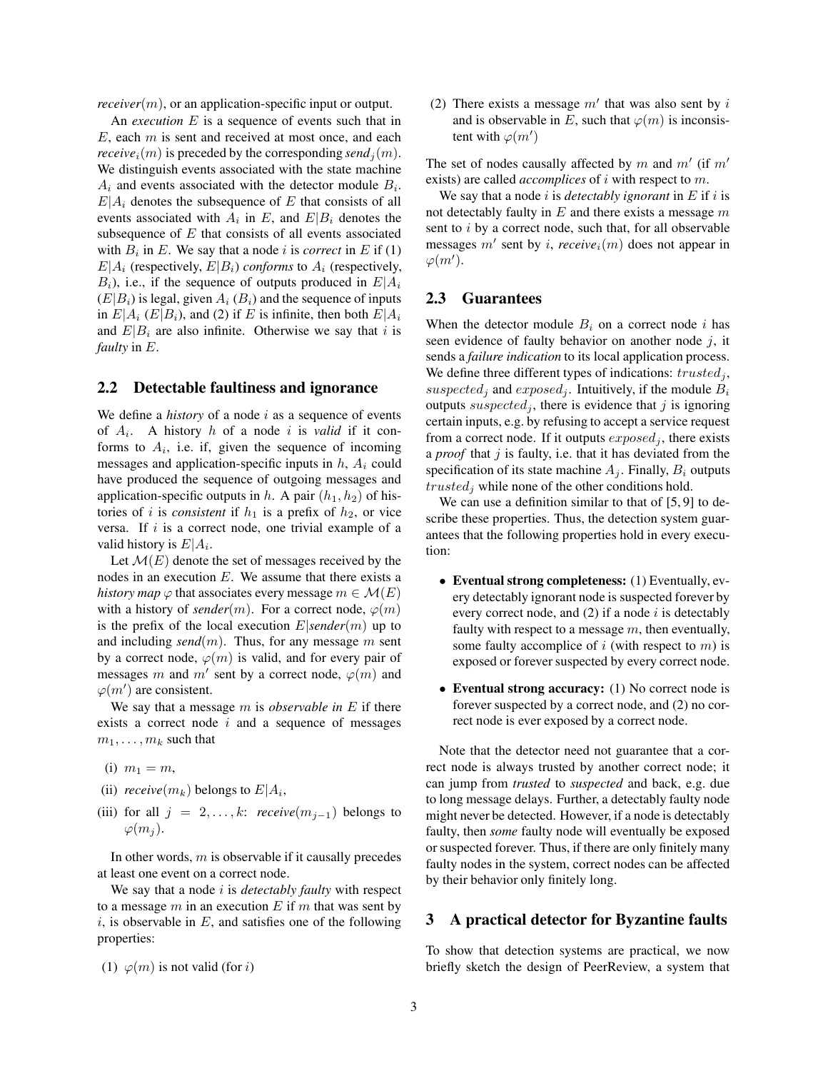*receiver*($m$), or an application-specific input or output.

An *execution* $E$ is a sequence of events such that in $E$, each $m$ is sent and received at most once, and each *receive*$_i(m)$ is preceded by the corresponding *send*$_j(m)$. We distinguish events associated with the state machine $A_i$ and events associated with the detector module $B_i$. $E|A_i$ denotes the subsequence of $E$ that consists of all events associated with $A_i$ in $E$, and $E|B_i$ denotes the subsequence of $E$ that consists of all events associated with $B_i$ in $E$. We say that a node $i$ is *correct* in $E$ if (1) $E|A_i$ (respectively, $E|B_i$) *conforms* to $A_i$ (respectively, $B_i$), i.e., if the sequence of outputs produced in $E|A_i$ ($E|B_i$) is legal, given $A_i$ ($B_i$) and the sequence of inputs in $E|A_i$ ($E|B_i$), and (2) if $E$ is infinite, then both $E|A_i$ and $E|B_i$ are also infinite. Otherwise we say that $i$ is *faulty* in $E$.

## 2.2 Detectable faultiness and ignorance

We define a *history* of a node $i$ as a sequence of events of $A_i$. A history $h$ of a node $i$ is *valid* if it conforms to $A_i$, i.e. if, given the sequence of incoming messages and application-specific inputs in $h$, $A_i$ could have produced the sequence of outgoing messages and application-specific outputs in $h$. A pair $(h_1, h_2)$ of histories of $i$ is *consistent* if $h_1$ is a prefix of $h_2$, or vice versa. If $i$ is a correct node, one trivial example of a valid history is $E|A_i$.

Let $\mathcal{M}(E)$ denote the set of messages received by the nodes in an execution $E$. We assume that there exists a *history map* $\varphi$ that associates every message $m \in \mathcal{M}(E)$ with a history of *sender*($m$). For a correct node, $\varphi(m)$ is the prefix of the local execution $E|$*sender*($m$) up to and including *send*($m$). Thus, for any message $m$ sent by a correct node, $\varphi(m)$ is valid, and for every pair of messages $m$ and $m'$ sent by a correct node, $\varphi(m)$ and $\varphi(m')$ are consistent.

We say that a message $m$ is *observable in* $E$ if there exists a correct node $i$ and a sequence of messages $m_1, \ldots, m_k$ such that

(i) $m_1 = m$,

(ii) *receive*($m_k$) belongs to $E|A_i$,

(iii) for all $j = 2, \ldots, k$: *receive*($m_{j-1}$) belongs to $\varphi(m_j)$.

In other words, $m$ is observable if it causally precedes at least one event on a correct node.

We say that a node $i$ is *detectably faulty* with respect to a message $m$ in an execution $E$ if $m$ that was sent by $i$, is observable in $E$, and satisfies one of the following properties:

(1) $\varphi(m)$ is not valid (for $i$)

(2) There exists a message $m'$ that was also sent by $i$ and is observable in $E$, such that $\varphi(m)$ is inconsistent with $\varphi(m')$

The set of nodes causally affected by $m$ and $m'$ (if $m'$ exists) are called *accomplices* of $i$ with respect to $m$.

We say that a node $i$ is *detectably ignorant* in $E$ if $i$ is not detectably faulty in $E$ and there exists a message $m$ sent to $i$ by a correct node, such that, for all observable messages $m'$ sent by $i$, *receive*$_i(m)$ does not appear in $\varphi(m')$.

## 2.3 Guarantees

When the detector module $B_i$ on a correct node $i$ has seen evidence of faulty behavior on another node $j$, it sends a *failure indication* to its local application process. We define three different types of indications: $trusted_j$, $suspected_j$ and $exposed_j$. Intuitively, if the module $B_i$ outputs $suspected_j$, there is evidence that $j$ is ignoring certain inputs, e.g. by refusing to accept a service request from a correct node. If it outputs $exposed_j$, there exists a *proof* that $j$ is faulty, i.e. that it has deviated from the specification of its state machine $A_j$. Finally, $B_i$ outputs $trusted_j$ while none of the other conditions hold.

We can use a definition similar to that of [5, 9] to describe these properties. Thus, the detection system guarantees that the following properties hold in every execution:

- **Eventual strong completeness:** (1) Eventually, every detectably ignorant node is suspected forever by every correct node, and (2) if a node $i$ is detectably faulty with respect to a message $m$, then eventually, some faulty accomplice of $i$ (with respect to $m$) is exposed or forever suspected by every correct node.
- **Eventual strong accuracy:** (1) No correct node is forever suspected by a correct node, and (2) no correct node is ever exposed by a correct node.

Note that the detector need not guarantee that a correct node is always trusted by another correct node; it can jump from *trusted* to *suspected* and back, e.g. due to long message delays. Further, a detectably faulty node might never be detected. However, if a node is detectably faulty, then *some* faulty node will eventually be exposed or suspected forever. Thus, if there are only finitely many faulty nodes in the system, correct nodes can be affected by their behavior only finitely long.

# 3 A practical detector for Byzantine faults

To show that detection systems are practical, we now briefly sketch the design of PeerReview, a system that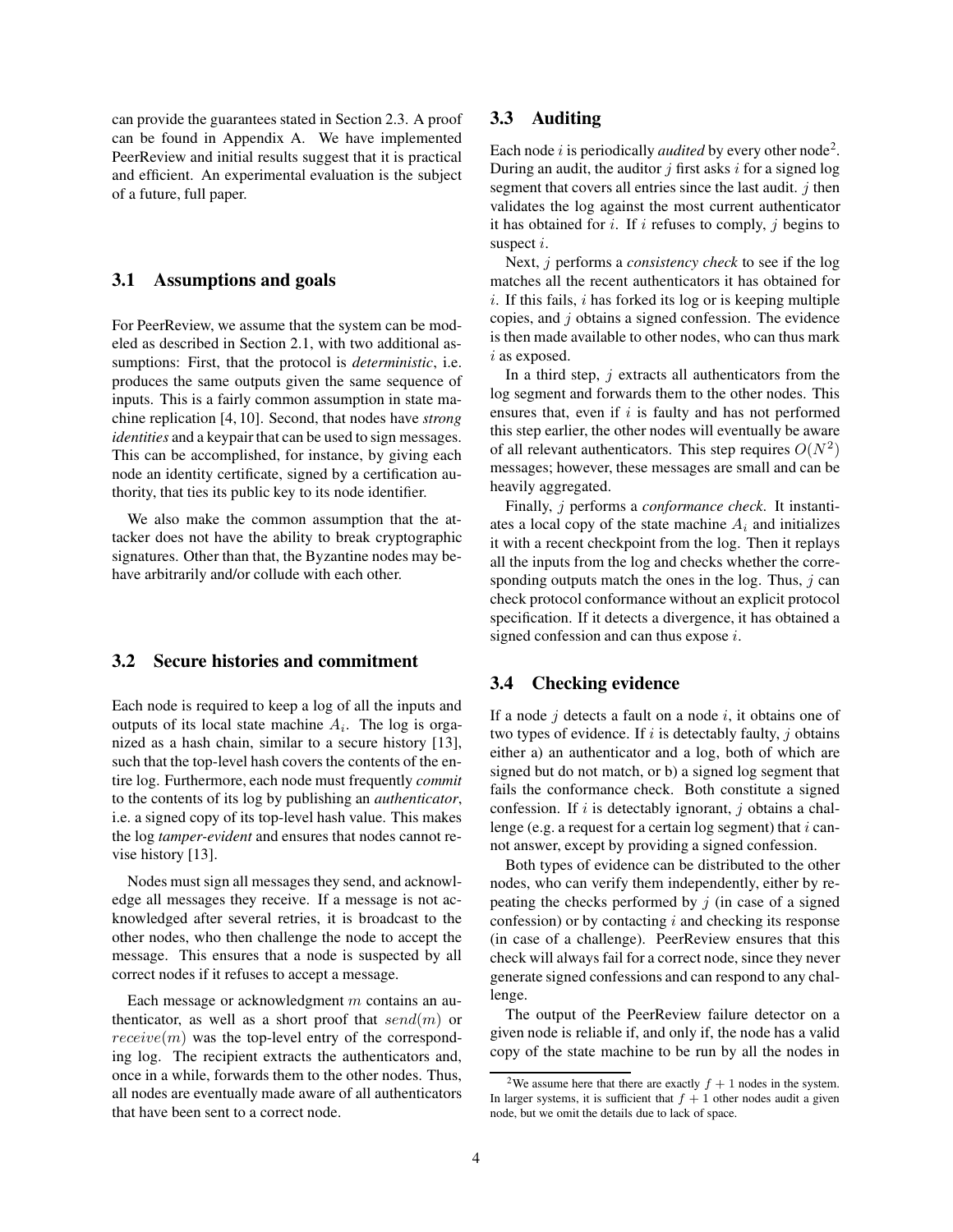can provide the guarantees stated in Section 2.3. A proof can be found in Appendix A. We have implemented PeerReview and initial results suggest that it is practical and efficient. An experimental evaluation is the subject of a future, full paper.

### 3.1 Assumptions and goals

For PeerReview, we assume that the system can be modeled as described in Section 2.1, with two additional assumptions: First, that the protocol is *deterministic*, i.e. produces the same outputs given the same sequence of inputs. This is a fairly common assumption in state machine replication [4, 10]. Second, that nodes have *strong identities* and a keypair that can be used to sign messages. This can be accomplished, for instance, by giving each node an identity certificate, signed by a certification authority, that ties its public key to its node identifier.

We also make the common assumption that the attacker does not have the ability to break cryptographic signatures. Other than that, the Byzantine nodes may behave arbitrarily and/or collude with each other.

### 3.2 Secure histories and commitment

Each node is required to keep a log of all the inputs and outputs of its local state machine $A_i$. The log is organized as a hash chain, similar to a secure history [13], such that the top-level hash covers the contents of the entire log. Furthermore, each node must frequently *commit* to the contents of its log by publishing an *authenticator*, i.e. a signed copy of its top-level hash value. This makes the log *tamper-evident* and ensures that nodes cannot revise history [13].

Nodes must sign all messages they send, and acknowledge all messages they receive. If a message is not acknowledged after several retries, it is broadcast to the other nodes, who then challenge the node to accept the message. This ensures that a node is suspected by all correct nodes if it refuses to accept a message.

Each message or acknowledgment $m$ contains an authenticator, as well as a short proof that $send(m)$ or $receive(m)$ was the top-level entry of the corresponding log. The recipient extracts the authenticators and, once in a while, forwards them to the other nodes. Thus, all nodes are eventually made aware of all authenticators that have been sent to a correct node.

### 3.3 Auditing

Each node $i$ is periodically *audited* by every other node[2]. During an audit, the auditor $j$ first asks $i$ for a signed log segment that covers all entries since the last audit. $j$ then validates the log against the most current authenticator it has obtained for $i$. If $i$ refuses to comply, $j$ begins to suspect $i$.

Next, $j$ performs a *consistency check* to see if the log matches all the recent authenticators it has obtained for $i$. If this fails, $i$ has forked its log or is keeping multiple copies, and $j$ obtains a signed confession. The evidence is then made available to other nodes, who can thus mark $i$ as exposed.

In a third step, $j$ extracts all authenticators from the log segment and forwards them to the other nodes. This ensures that, even if $i$ is faulty and has not performed this step earlier, the other nodes will eventually be aware of all relevant authenticators. This step requires $O(N^2)$ messages; however, these messages are small and can be heavily aggregated.

Finally, $j$ performs a *conformance check*. It instantiates a local copy of the state machine $A_i$ and initializes it with a recent checkpoint from the log. Then it replays all the inputs from the log and checks whether the corresponding outputs match the ones in the log. Thus, $j$ can check protocol conformance without an explicit protocol specification. If it detects a divergence, it has obtained a signed confession and can thus expose $i$.

### 3.4 Checking evidence

If a node $j$ detects a fault on a node $i$, it obtains one of two types of evidence. If $i$ is detectably faulty, $j$ obtains either a) an authenticator and a log, both of which are signed but do not match, or b) a signed log segment that fails the conformance check. Both constitute a signed confession. If $i$ is detectably ignorant, $j$ obtains a challenge (e.g. a request for a certain log segment) that $i$ cannot answer, except by providing a signed confession.

Both types of evidence can be distributed to the other nodes, who can verify them independently, either by repeating the checks performed by $j$ (in case of a signed confession) or by contacting $i$ and checking its response (in case of a challenge). PeerReview ensures that this check will always fail for a correct node, since they never generate signed confessions and can respond to any challenge.

The output of the PeerReview failure detector on a given node is reliable if, and only if, the node has a valid copy of the state machine to be run by all the nodes in

[2] We assume here that there are exactly $f + 1$ nodes in the system. In larger systems, it is sufficient that $f + 1$ other nodes audit a given node, but we omit the details due to lack of space.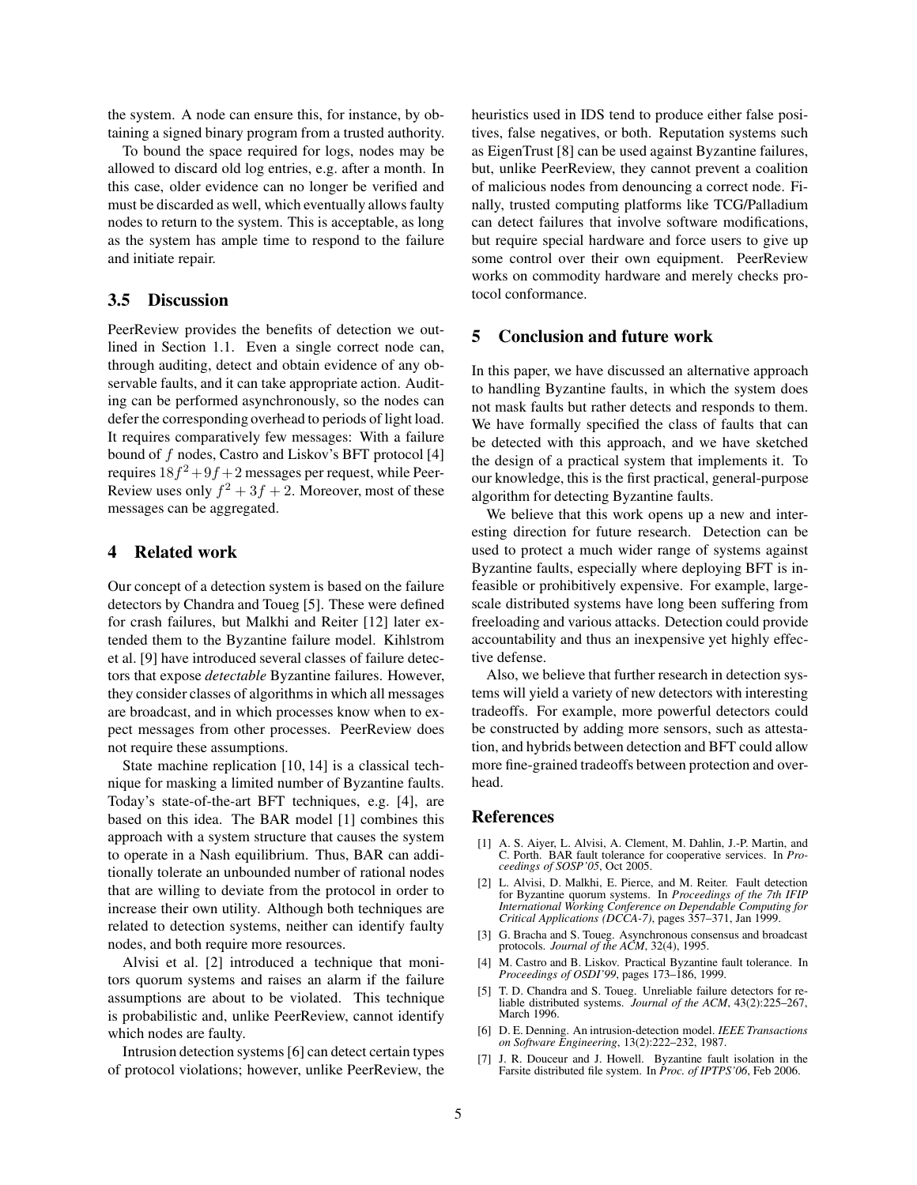the system. A node can ensure this, for instance, by obtaining a signed binary program from a trusted authority.

To bound the space required for logs, nodes may be allowed to discard old log entries, e.g. after a month. In this case, older evidence can no longer be verified and must be discarded as well, which eventually allows faulty nodes to return to the system. This is acceptable, as long as the system has ample time to respond to the failure and initiate repair.

### 3.5 Discussion

PeerReview provides the benefits of detection we outlined in Section 1.1. Even a single correct node can, through auditing, detect and obtain evidence of any observable faults, and it can take appropriate action. Auditing can be performed asynchronously, so the nodes can defer the corresponding overhead to periods of light load. It requires comparatively few messages: With a failure bound of $f$ nodes, Castro and Liskov's BFT protocol [4] requires $18f^2+9f+2$ messages per request, while PeerReview uses only $f^2+3f+2$. Moreover, most of these messages can be aggregated.

## 4 Related work

Our concept of a detection system is based on the failure detectors by Chandra and Toueg [5]. These were defined for crash failures, but Malkhi and Reiter [12] later extended them to the Byzantine failure model. Kihlstrom et al. [9] have introduced several classes of failure detectors that expose *detectable* Byzantine failures. However, they consider classes of algorithms in which all messages are broadcast, and in which processes know when to expect messages from other processes. PeerReview does not require these assumptions.

State machine replication [10, 14] is a classical technique for masking a limited number of Byzantine faults. Today's state-of-the-art BFT techniques, e.g. [4], are based on this idea. The BAR model [1] combines this approach with a system structure that causes the system to operate in a Nash equilibrium. Thus, BAR can additionally tolerate an unbounded number of rational nodes that are willing to deviate from the protocol in order to increase their own utility. Although both techniques are related to detection systems, neither can identify faulty nodes, and both require more resources.

Alvisi et al. [2] introduced a technique that monitors quorum systems and raises an alarm if the failure assumptions are about to be violated. This technique is probabilistic and, unlike PeerReview, cannot identify which nodes are faulty.

Intrusion detection systems [6] can detect certain types of protocol violations; however, unlike PeerReview, the heuristics used in IDS tend to produce either false positives, false negatives, or both. Reputation systems such as EigenTrust [8] can be used against Byzantine failures, but, unlike PeerReview, they cannot prevent a coalition of malicious nodes from denouncing a correct node. Finally, trusted computing platforms like TCG/Palladium can detect failures that involve software modifications, but require special hardware and force users to give up some control over their own equipment. PeerReview works on commodity hardware and merely checks protocol conformance.

## 5 Conclusion and future work

In this paper, we have discussed an alternative approach to handling Byzantine faults, in which the system does not mask faults but rather detects and responds to them. We have formally specified the class of faults that can be detected with this approach, and we have sketched the design of a practical system that implements it. To our knowledge, this is the first practical, general-purpose algorithm for detecting Byzantine faults.

We believe that this work opens up a new and interesting direction for future research. Detection can be used to protect a much wider range of systems against Byzantine faults, especially where deploying BFT is infeasible or prohibitively expensive. For example, large-scale distributed systems have long been suffering from freeloading and various attacks. Detection could provide accountability and thus an inexpensive yet highly effective defense.

Also, we believe that further research in detection systems will yield a variety of new detectors with interesting tradeoffs. For example, more powerful detectors could be constructed by adding more sensors, such as attestation, and hybrids between detection and BFT could allow more fine-grained tradeoffs between protection and overhead.

## References

[1] A. S. Aiyer, L. Alvisi, A. Clement, M. Dahlin, J.-P. Martin, and C. Porth. BAR fault tolerance for cooperative services. In *Proceedings of SOSP'05*, Oct 2005.

[2] L. Alvisi, D. Malkhi, E. Pierce, and M. Reiter. Fault detection for Byzantine quorum systems. In *Proceedings of the 7th IFIP International Working Conference on Dependable Computing for Critical Applications (DCCA-7)*, pages 357–371, Jan 1999.

[3] G. Bracha and S. Toueg. Asynchronous consensus and broadcast protocols. *Journal of the ACM*, 32(4), 1995.

[4] M. Castro and B. Liskov. Practical Byzantine fault tolerance. In *Proceedings of OSDI'99*, pages 173–186, 1999.

[5] T. D. Chandra and S. Toueg. Unreliable failure detectors for reliable distributed systems. *Journal of the ACM*, 43(2):225–267, March 1996.

[6] D. E. Denning. An intrusion-detection model. *IEEE Transactions on Software Engineering*, 13(2):222–232, 1987.

[7] J. R. Douceur and J. Howell. Byzantine fault isolation in the Farsite distributed file system. In *Proc. of IPTPS'06*, Feb 2006.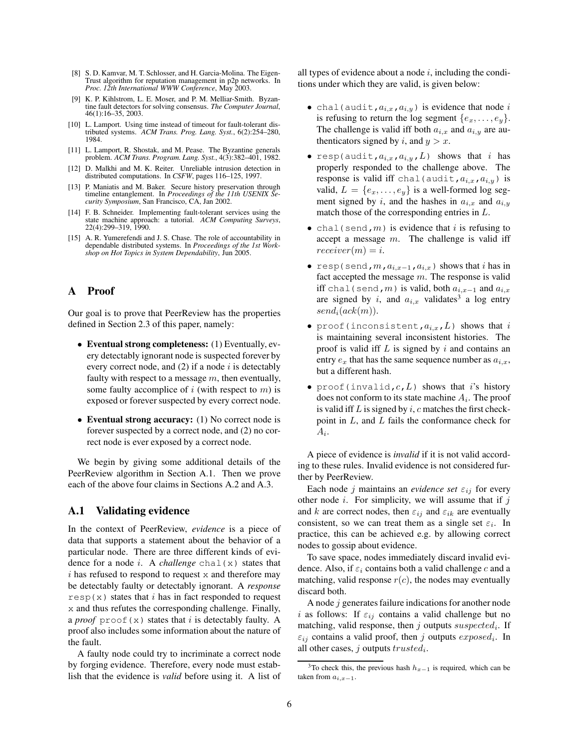[8] S. D. Kamvar, M. T. Schlosser, and H. Garcia-Molina. The EigenTrust algorithm for reputation management in p2p networks. In *Proc. 12th International WWW Conference*, May 2003.

[9] K. P. Kihlstrom, L. E. Moser, and P. M. Melliar-Smith. Byzantine fault detectors for solving consensus. *The Computer Journal*, 46(1):16–35, 2003.

[10] L. Lamport. Using time instead of timeout for fault-tolerant distributed systems. *ACM Trans. Prog. Lang. Syst.*, 6(2):254–280, 1984.

[11] L. Lamport, R. Shostak, and M. Pease. The Byzantine generals problem. *ACM Trans. Program. Lang. Syst.*, 4(3):382–401, 1982.

[12] D. Malkhi and M. K. Reiter. Unreliable intrusion detection in distributed computations. In *CSFW*, pages 116–125, 1997.

[13] P. Maniatis and M. Baker. Secure history preservation through timeline entanglement. In *Proceedings of the 11th USENIX Security Symposium*, San Francisco, CA, Jan 2002.

[14] F. B. Schneider. Implementing fault-tolerant services using the state machine approach: a tutorial. *ACM Computing Surveys*, 22(4):299–319, 1990.

[15] A. R. Yumerefendi and J. S. Chase. The role of accountability in dependable distributed systems. In *Proceedings of the 1st Workshop on Hot Topics in System Dependability*, Jun 2005.

## A Proof

Our goal is to prove that PeerReview has the properties defined in Section 2.3 of this paper, namely:

- **Eventual strong completeness:** (1) Eventually, every detectably ignorant node is suspected forever by every correct node, and (2) if a node $i$ is detectably faulty with respect to a message $m$, then eventually, some faulty accomplice of $i$ (with respect to $m$) is exposed or forever suspected by every correct node.
- **Eventual strong accuracy:** (1) No correct node is forever suspected by a correct node, and (2) no correct node is ever exposed by a correct node.

We begin by giving some additional details of the PeerReview algorithm in Section A.1. Then we prove each of the above four claims in Sections A.2 and A.3.

### A.1 Validating evidence

In the context of PeerReview, *evidence* is a piece of data that supports a statement about the behavior of a particular node. There are three different kinds of evidence for a node $i$. A *challenge* `chal(x)` states that $i$ has refused to respond to request `x` and therefore may be detectably faulty or detectably ignorant. A *response* `resp(x)` states that $i$ has in fact responded to request `x` and thus refutes the corresponding challenge. Finally, a *proof* `proof(x)` states that $i$ is detectably faulty. A proof also includes some information about the nature of the fault.

A faulty node could try to incriminate a correct node by forging evidence. Therefore, every node must establish that the evidence is *valid* before using it. A list of all types of evidence about a node $i$, including the conditions under which they are valid, is given below:

- `chal(audit,`$a_{i,x}$`,`$a_{i,y}$`)` is evidence that node $i$ is refusing to return the log segment $\{e_x, \ldots, e_y\}$. The challenge is valid iff both $a_{i,x}$ and $a_{i,y}$ are authenticators signed by $i$, and $y > x$.
- `resp(audit,`$a_{i,x}$`,`$a_{i,y}$`,`$L$`)` shows that $i$ has properly responded to the challenge above. The response is valid iff `chal(audit,`$a_{i,x}$`,`$a_{i,y}$`)` is valid, $L = \{e_x, \ldots, e_y\}$ is a well-formed log segment signed by $i$, and the hashes in $a_{i,x}$ and $a_{i,y}$ match those of the corresponding entries in $L$.
- `chal(send,`$m$`)` is evidence that $i$ is refusing to accept a message $m$. The challenge is valid iff $receiver(m) = i$.
- `resp(send,`$m$`,`$a_{i,x-1}$`,`$a_{i,x}$`)` shows that $i$ has in fact accepted the message $m$. The response is valid iff `chal(send,`$m$`)` is valid, both $a_{i,x-1}$ and $a_{i,x}$ are signed by $i$, and $a_{i,x}$ validates[3] a log entry $send_i(ack(m))$.
- `proof(inconsistent,`$a_{i,x}$`,`$L$`)` shows that $i$ is maintaining several inconsistent histories. The proof is valid iff $L$ is signed by $i$ and contains an entry $e_x$ that has the same sequence number as $a_{i,x}$, but a different hash.
- `proof(invalid,`$c$`,`$L$`)` shows that $i$'s history does not conform to its state machine $A_i$. The proof is valid iff $L$ is signed by $i$, $c$ matches the first checkpoint in $L$, and $L$ fails the conformance check for $A_i$.

A piece of evidence is *invalid* if it is not valid according to these rules. Invalid evidence is not considered further by PeerReview.

Each node $j$ maintains an *evidence set* $\varepsilon_{ij}$ for every other node $i$. For simplicity, we will assume that if $j$ and $k$ are correct nodes, then $\varepsilon_{ij}$ and $\varepsilon_{ik}$ are eventually consistent, so we can treat them as a single set $\varepsilon_i$. In practice, this can be achieved e.g. by allowing correct nodes to gossip about evidence.

To save space, nodes immediately discard invalid evidence. Also, if $\varepsilon_i$ contains both a valid challenge $c$ and a matching, valid response $r(c)$, the nodes may eventually discard both.

A node $j$ generates failure indications for another node $i$ as follows: If $\varepsilon_{ij}$ contains a valid challenge but no matching, valid response, then $j$ outputs $suspected_i$. If $\varepsilon_{ij}$ contains a valid proof, then $j$ outputs $exposed_i$. In all other cases, $j$ outputs $trusted_i$.

[3] To check this, the previous hash $h_{x-1}$ is required, which can be taken from $a_{i,x-1}$.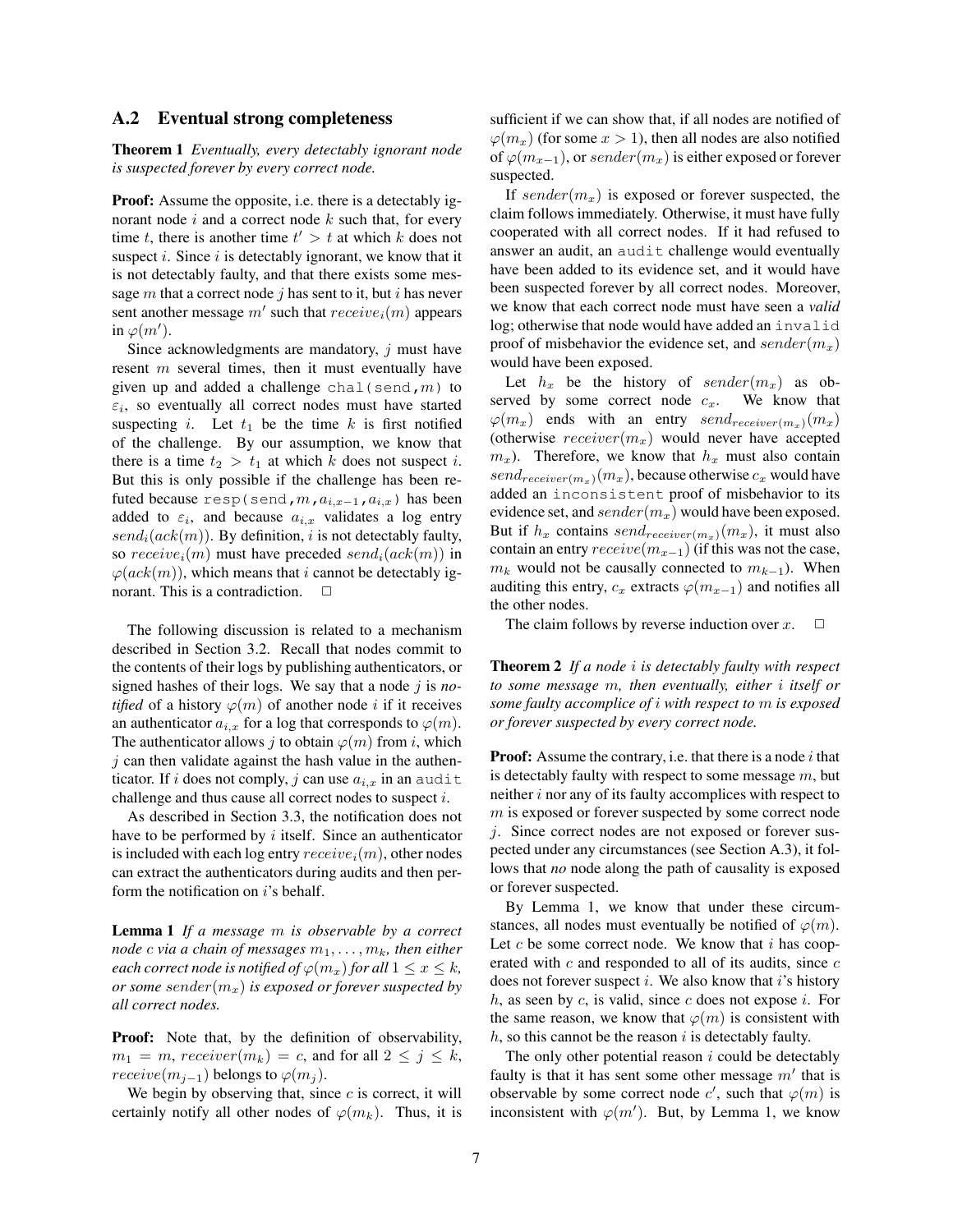### A.2 Eventual strong completeness

**Theorem 1** *Eventually, every detectably ignorant node is suspected forever by every correct node.*

**Proof:** Assume the opposite, i.e. there is a detectably ignorant node $i$ and a correct node $k$ such that, for every time $t$, there is another time $t' > t$ at which $k$ does not suspect $i$. Since $i$ is detectably ignorant, we know that it is not detectably faulty, and that there exists some message $m$ that a correct node $j$ has sent to it, but $i$ has never sent another message $m'$ such that $receive_i(m)$ appears in $\varphi(m')$.

Since acknowledgments are mandatory, $j$ must have resent $m$ several times, then it must eventually have given up and added a challenge `chal(send,`$m$`)` to $\varepsilon_i$, so eventually all correct nodes must have started suspecting $i$. Let $t_1$ be the time $k$ is first notified of the challenge. By our assumption, we know that there is a time $t_2 > t_1$ at which $k$ does not suspect $i$. But this is only possible if the challenge has been refuted because `resp(send,`$m$`,`$a_{i,x-1}$`,`$a_{i,x}$`)` has been added to $\varepsilon_i$, and because $a_{i,x}$ validates a log entry $send_i(ack(m))$. By definition, $i$ is not detectably faulty, so $receive_i(m)$ must have preceded $send_i(ack(m))$ in $\varphi(ack(m))$, which means that $i$ cannot be detectably ignorant. This is a contradiction. □

The following discussion is related to a mechanism described in Section 3.2. Recall that nodes commit to the contents of their logs by publishing authenticators, or signed hashes of their logs. We say that a node $j$ is *notified* of a history $\varphi(m)$ of another node $i$ if it receives an authenticator $a_{i,x}$ for a log that corresponds to $\varphi(m)$. The authenticator allows $j$ to obtain $\varphi(m)$ from $i$, which $j$ can then validate against the hash value in the authenticator. If $i$ does not comply, $j$ can use $a_{i,x}$ in an `audit` challenge and thus cause all correct nodes to suspect $i$.

As described in Section 3.3, the notification does not have to be performed by $i$ itself. Since an authenticator is included with each log entry $receive_i(m)$, other nodes can extract the authenticators during audits and then perform the notification on $i$'s behalf.

**Lemma 1** *If a message $m$ is observable by a correct node $c$ via a chain of messages $m_1, \ldots, m_k$, then either each correct node is notified of $\varphi(m_x)$ for all $1 \leq x \leq k$, or some $sender(m_x)$ is exposed or forever suspected by all correct nodes.*

**Proof:** Note that, by the definition of observability, $m_1 = m$, $receiver(m_k) = c$, and for all $2 \leq j \leq k$, $receive(m_{j-1})$ belongs to $\varphi(m_j)$.

We begin by observing that, since $c$ is correct, it will certainly notify all other nodes of $\varphi(m_k)$. Thus, it is sufficient if we can show that, if all nodes are notified of $\varphi(m_x)$ (for some $x > 1$), then all nodes are also notified of $\varphi(m_{x-1})$, or $sender(m_x)$ is either exposed or forever suspected.

If $sender(m_x)$ is exposed or forever suspected, the claim follows immediately. Otherwise, it must have fully cooperated with all correct nodes. If it had refused to answer an audit, an `audit` challenge would eventually have been added to its evidence set, and it would have been suspected forever by all correct nodes. Moreover, we know that each correct node must have seen a *valid* log; otherwise that node would have added an `invalid` proof of misbehavior the evidence set, and $sender(m_x)$ would have been exposed.

Let $h_x$ be the history of $sender(m_x)$ as observed by some correct node $c_x$. We know that $\varphi(m_x)$ ends with an entry $send_{receiver(m_x)}(m_x)$ (otherwise $receiver(m_x)$ would never have accepted $m_x$). Therefore, we know that $h_x$ must also contain $send_{receiver(m_x)}(m_x)$, because otherwise $c_x$ would have added an `inconsistent` proof of misbehavior to its evidence set, and $sender(m_x)$ would have been exposed. But if $h_x$ contains $send_{receiver(m_x)}(m_x)$, it must also contain an entry $receive(m_{x-1})$ (if this was not the case, $m_k$ would not be causally connected to $m_{k-1}$). When auditing this entry, $c_x$ extracts $\varphi(m_{x-1})$ and notifies all the other nodes.

The claim follows by reverse induction over $x$. □

**Theorem 2** *If a node $i$ is detectably faulty with respect to some message $m$, then eventually, either $i$ itself or some faulty accomplice of $i$ with respect to $m$ is exposed or forever suspected by every correct node.*

**Proof:** Assume the contrary, i.e. that there is a node $i$ that is detectably faulty with respect to some message $m$, but neither $i$ nor any of its faulty accomplices with respect to $m$ is exposed or forever suspected by some correct node $j$. Since correct nodes are not exposed or forever suspected under any circumstances (see Section A.3), it follows that *no* node along the path of causality is exposed or forever suspected.

By Lemma 1, we know that under these circumstances, all nodes must eventually be notified of $\varphi(m)$. Let $c$ be some correct node. We know that $i$ has cooperated with $c$ and responded to all of its audits, since $c$ does not forever suspect $i$. We also know that $i$'s history $h$, as seen by $c$, is valid, since $c$ does not expose $i$. For the same reason, we know that $\varphi(m)$ is consistent with $h$, so this cannot be the reason $i$ is detectably faulty.

The only other potential reason $i$ could be detectably faulty is that it has sent some other message $m'$ that is observable by some correct node $c'$, such that $\varphi(m)$ is inconsistent with $\varphi(m')$. But, by Lemma 1, we know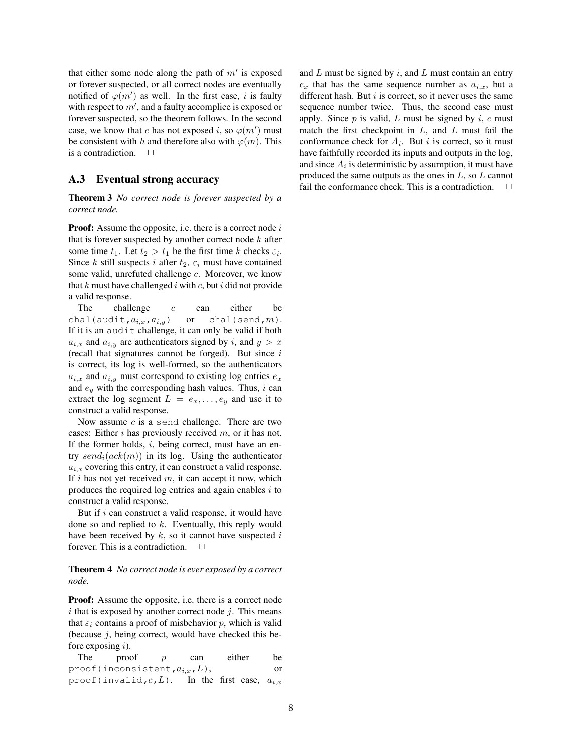that either some node along the path of $m'$ is exposed or forever suspected, or all correct nodes are eventually notified of $\varphi(m')$ as well. In the first case, $i$ is faulty with respect to $m'$, and a faulty accomplice is exposed or forever suspected, so the theorem follows. In the second case, we know that $c$ has not exposed $i$, so $\varphi(m')$ must be consistent with $h$ and therefore also with $\varphi(m)$. This is a contradiction. □

## A.3 Eventual strong accuracy

**Theorem 3** *No correct node is forever suspected by a correct node.*

**Proof:** Assume the opposite, i.e. there is a correct node $i$ that is forever suspected by another correct node $k$ after some time $t_1$. Let $t_2 > t_1$ be the first time $k$ checks $\varepsilon_i$. Since $k$ still suspects $i$ after $t_2$, $\varepsilon_i$ must have contained some valid, unrefuted challenge $c$. Moreover, we know that $k$ must have challenged $i$ with $c$, but $i$ did not provide a valid response.

The challenge $c$ can either be `chal(audit,`$a_{i,x}$`,`$a_{i,y}$`)` or `chal(send,`$m$`)`. If it is an `audit` challenge, it can only be valid if both $a_{i,x}$ and $a_{i,y}$ are authenticators signed by $i$, and $y > x$ (recall that signatures cannot be forged). But since $i$ is correct, its log is well-formed, so the authenticators $a_{i,x}$ and $a_{i,y}$ must correspond to existing log entries $e_x$ and $e_y$ with the corresponding hash values. Thus, $i$ can extract the log segment $L = e_x, \ldots, e_y$ and use it to construct a valid response.

Now assume $c$ is a `send` challenge. There are two cases: Either $i$ has previously received $m$, or it has not. If the former holds, $i$, being correct, must have an entry $send_i(ack(m))$ in its log. Using the authenticator $a_{i,x}$ covering this entry, it can construct a valid response. If $i$ has not yet received $m$, it can accept it now, which produces the required log entries and again enables $i$ to construct a valid response.

But if $i$ can construct a valid response, it would have done so and replied to $k$. Eventually, this reply would have been received by $k$, so it cannot have suspected $i$ forever. This is a contradiction. □

**Theorem 4** *No correct node is ever exposed by a correct node.*

**Proof:** Assume the opposite, i.e. there is a correct node $i$ that is exposed by another correct node $j$. This means that $\varepsilon_i$ contains a proof of misbehavior $p$, which is valid (because $j$, being correct, would have checked this before exposing $i$).

The proof $p$ can either be `proof(inconsistent,`$a_{i,x}$`,`$L$`)`, or `proof(invalid,`$c$`,`$L$`)`. In the first case, $a_{i,x}$ and $L$ must be signed by $i$, and $L$ must contain an entry $e_x$ that has the same sequence number as $a_{i,x}$, but a different hash. But $i$ is correct, so it never uses the same sequence number twice. Thus, the second case must apply. Since $p$ is valid, $L$ must be signed by $i$, $c$ must match the first checkpoint in $L$, and $L$ must fail the conformance check for $A_i$. But $i$ is correct, so it must have faithfully recorded its inputs and outputs in the log, and since $A_i$ is deterministic by assumption, it must have produced the same outputs as the ones in $L$, so $L$ cannot fail the conformance check. This is a contradiction. □